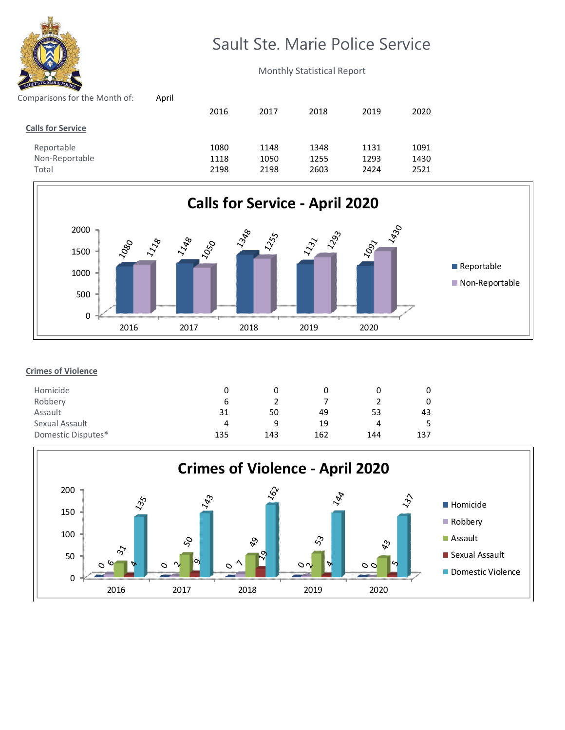# Sault Ste. Marie Police Service

Monthly Statistical Report

Comparisons for the Month of: April

## Calls for Service

| | 2016 | 2017 | 2018 | 2019 | 2020 |
|---|---|---|---|---|---|
| Reportable | 1080 | 1148 | 1348 | 1131 | 1091 |
| Non-Reportable | 1118 | 1050 | 1255 | 1293 | 1430 |
| Total | 2198 | 2198 | 2603 | 2424 | 2521 |

**Calls for Service - April 2020**

## Crimes of Violence

| | 2016 | 2017 | 2018 | 2019 | 2020 |
|---|---|---|---|---|---|
| Homicide | 0 | 0 | 0 | 0 | 0 |
| Robbery | 6 | 2 | 7 | 2 | 0 |
| Assault | 31 | 50 | 49 | 53 | 43 |
| Sexual Assault | 4 | 9 | 19 | 4 | 5 |
| Domestic Disputes* | 135 | 143 | 162 | 144 | 137 |

**Crimes of Violence - April 2020**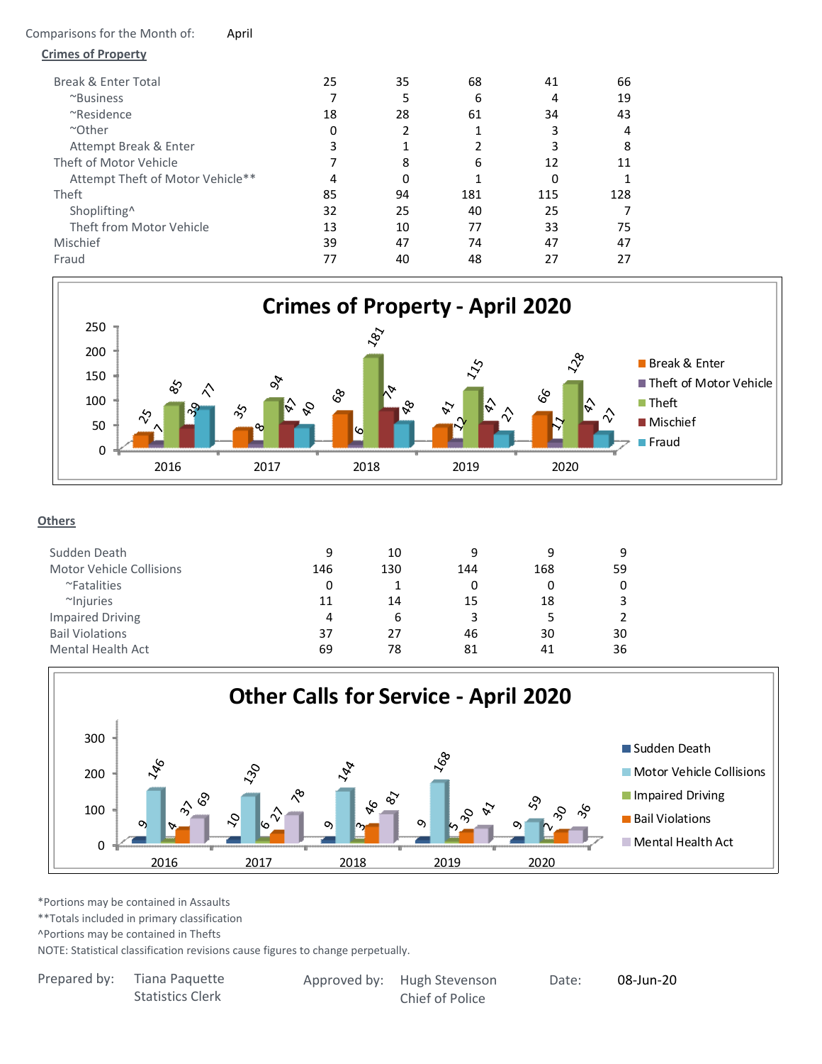Comparisons for the Month of: April

**Crimes of Property**

| | | | | | |
|---|---|---|---|---|---|
| Break & Enter Total | 25 | 35 | 68 | 41 | 66 |
| ~Business | 7 | 5 | 6 | 4 | 19 |
| ~Residence | 18 | 28 | 61 | 34 | 43 |
| ~Other | 0 | 2 | 1 | 3 | 4 |
| Attempt Break & Enter | 3 | 1 | 2 | 3 | 8 |
| Theft of Motor Vehicle | 7 | 8 | 6 | 12 | 11 |
| Attempt Theft of Motor Vehicle** | 4 | 0 | 1 | 0 | 1 |
| Theft | 85 | 94 | 181 | 115 | 128 |
| Shoplifting^ | 32 | 25 | 40 | 25 | 7 |
| Theft from Motor Vehicle | 13 | 10 | 77 | 33 | 75 |
| Mischief | 39 | 47 | 74 | 47 | 47 |
| Fraud | 77 | 40 | 48 | 27 | 27 |

Crimes of Property - April 2020

250
200
150
100
50
0

2016: 25, 7, 85, 39, 77
2017: 35, 8, 94, 47, 40
2018: 68, 6, 181, 74, 48
2019: 41, 12, 115, 47, 27
2020: 66, 11, 128, 47, 27

Break & Enter
Theft of Motor Vehicle
Theft
Mischief
Fraud

**Others**

| | | | | | |
|---|---|---|---|---|---|
| Sudden Death | 9 | 10 | 9 | 9 | 9 |
| Motor Vehicle Collisions | 146 | 130 | 144 | 168 | 59 |
| ~Fatalities | 0 | 1 | 0 | 0 | 0 |
| ~Injuries | 11 | 14 | 15 | 18 | 3 |
| Impaired Driving | 4 | 6 | 3 | 5 | 2 |
| Bail Violations | 37 | 27 | 46 | 30 | 30 |
| Mental Health Act | 69 | 78 | 81 | 41 | 36 |

Other Calls for Service - April 2020

300
200
100
0

2016: 9, 146, 4, 37, 69
2017: 10, 130, 6, 27, 78
2018: 9, 144, 3, 46, 81
2019: 9, 168, 5, 30, 41
2020: 9, 59, 2, 30, 36

Sudden Death
Motor Vehicle Collisions
Impaired Driving
Bail Violations
Mental Health Act

*Portions may be contained in Assaults
**Totals included in primary classification
^Portions may be contained in Thefts
NOTE: Statistical classification revisions cause figures to change perpetually.

Prepared by: Tiana Paquette, Statistics Clerk
Approved by: Hugh Stevenson, Chief of Police
Date: 08-Jun-20